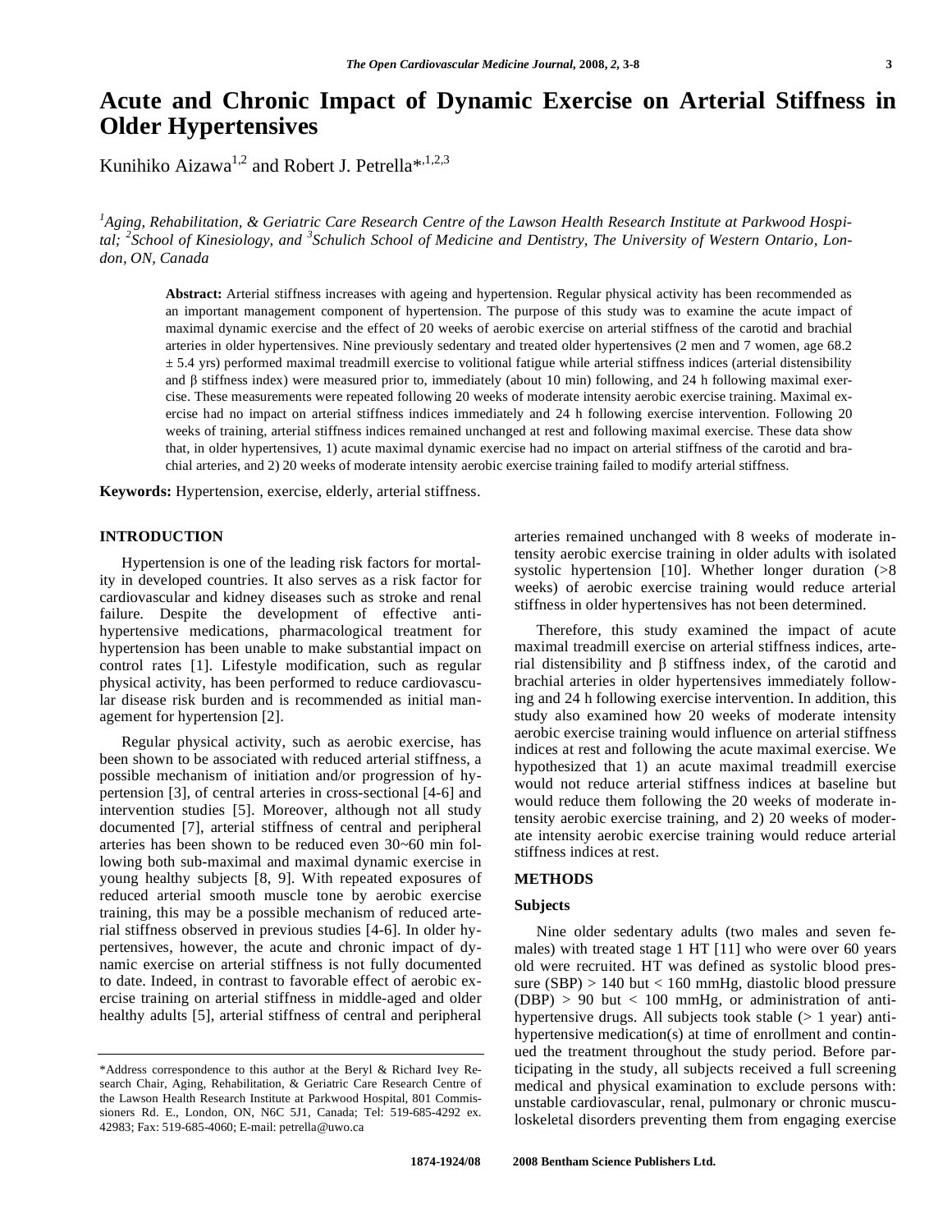# Acute and Chronic Impact of Dynamic Exercise on Arterial Stiffness in Older Hypertensives

Kunihiko Aizawa[1,2] and Robert J. Petrella*[,1,2,3]

[1]*Aging, Rehabilitation, & Geriatric Care Research Centre of the Lawson Health Research Institute at Parkwood Hospital;* [2]*School of Kinesiology, and* [3]*Schulich School of Medicine and Dentistry, The University of Western Ontario, London, ON, Canada*

**Abstract:** Arterial stiffness increases with ageing and hypertension. Regular physical activity has been recommended as an important management component of hypertension. The purpose of this study was to examine the acute impact of maximal dynamic exercise and the effect of 20 weeks of aerobic exercise on arterial stiffness of the carotid and brachial arteries in older hypertensives. Nine previously sedentary and treated older hypertensives (2 men and 7 women, age 68.2 ± 5.4 yrs) performed maximal treadmill exercise to volitional fatigue while arterial stiffness indices (arterial distensibility and β stiffness index) were measured prior to, immediately (about 10 min) following, and 24 h following maximal exercise. These measurements were repeated following 20 weeks of moderate intensity aerobic exercise training. Maximal exercise had no impact on arterial stiffness indices immediately and 24 h following exercise intervention. Following 20 weeks of training, arterial stiffness indices remained unchanged at rest and following maximal exercise. These data show that, in older hypertensives, 1) acute maximal dynamic exercise had no impact on arterial stiffness of the carotid and brachial arteries, and 2) 20 weeks of moderate intensity aerobic exercise training failed to modify arterial stiffness.

**Keywords:** Hypertension, exercise, elderly, arterial stiffness.

## INTRODUCTION

Hypertension is one of the leading risk factors for mortality in developed countries. It also serves as a risk factor for cardiovascular and kidney diseases such as stroke and renal failure. Despite the development of effective anti-hypertensive medications, pharmacological treatment for hypertension has been unable to make substantial impact on control rates [1]. Lifestyle modification, such as regular physical activity, has been performed to reduce cardiovascular disease risk burden and is recommended as initial management for hypertension [2].

Regular physical activity, such as aerobic exercise, has been shown to be associated with reduced arterial stiffness, a possible mechanism of initiation and/or progression of hypertension [3], of central arteries in cross-sectional [4-6] and intervention studies [5]. Moreover, although not all study documented [7], arterial stiffness of central and peripheral arteries has been shown to be reduced even 30~60 min following both sub-maximal and maximal dynamic exercise in young healthy subjects [8, 9]. With repeated exposures of reduced arterial smooth muscle tone by aerobic exercise training, this may be a possible mechanism of reduced arterial stiffness observed in previous studies [4-6]. In older hypertensives, however, the acute and chronic impact of dynamic exercise on arterial stiffness is not fully documented to date. Indeed, in contrast to favorable effect of aerobic exercise training on arterial stiffness in middle-aged and older healthy adults [5], arterial stiffness of central and peripheral arteries remained unchanged with 8 weeks of moderate intensity aerobic exercise training in older adults with isolated systolic hypertension [10]. Whether longer duration (>8 weeks) of aerobic exercise training would reduce arterial stiffness in older hypertensives has not been determined.

Therefore, this study examined the impact of acute maximal treadmill exercise on arterial stiffness indices, arterial distensibility and β stiffness index, of the carotid and brachial arteries in older hypertensives immediately following and 24 h following exercise intervention. In addition, this study also examined how 20 weeks of moderate intensity aerobic exercise training would influence on arterial stiffness indices at rest and following the acute maximal exercise. We hypothesized that 1) an acute maximal treadmill exercise would not reduce arterial stiffness indices at baseline but would reduce them following the 20 weeks of moderate intensity aerobic exercise training, and 2) 20 weeks of moderate intensity aerobic exercise training would reduce arterial stiffness indices at rest.

## METHODS

### Subjects

Nine older sedentary adults (two males and seven females) with treated stage 1 HT [11] who were over 60 years old were recruited. HT was defined as systolic blood pressure (SBP) > 140 but < 160 mmHg, diastolic blood pressure (DBP) > 90 but < 100 mmHg, or administration of anti-hypertensive drugs. All subjects took stable (> 1 year) anti-hypertensive medication(s) at time of enrollment and continued the treatment throughout the study period. Before participating in the study, all subjects received a full screening medical and physical examination to exclude persons with: unstable cardiovascular, renal, pulmonary or chronic musculoskeletal disorders preventing them from engaging exercise

---

*Address correspondence to this author at the Beryl & Richard Ivey Research Chair, Aging, Rehabilitation, & Geriatric Care Research Centre of the Lawson Health Research Institute at Parkwood Hospital, 801 Commissioners Rd. E., London, ON, N6C 5J1, Canada; Tel: 519-685-4292 ex. 42983; Fax: 519-685-4060; E-mail: petrella@uwo.ca

1874-1924/08 2008 Bentham Science Publishers Ltd.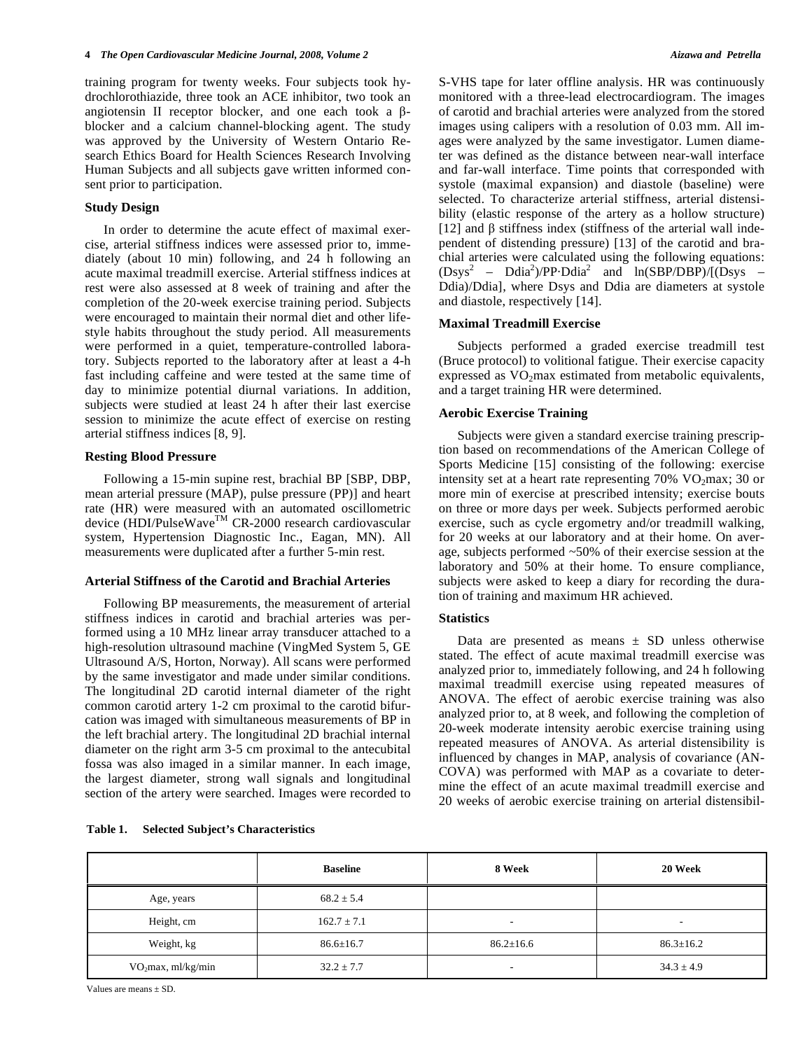training program for twenty weeks. Four subjects took hydrochlorothiazide, three took an ACE inhibitor, two took an angiotensin II receptor blocker, and one each took a β-blocker and a calcium channel-blocking agent. The study was approved by the University of Western Ontario Research Ethics Board for Health Sciences Research Involving Human Subjects and all subjects gave written informed consent prior to participation.

### Study Design

In order to determine the acute effect of maximal exercise, arterial stiffness indices were assessed prior to, immediately (about 10 min) following, and 24 h following an acute maximal treadmill exercise. Arterial stiffness indices at rest were also assessed at 8 week of training and after the completion of the 20-week exercise training period. Subjects were encouraged to maintain their normal diet and other lifestyle habits throughout the study period. All measurements were performed in a quiet, temperature-controlled laboratory. Subjects reported to the laboratory after at least a 4-h fast including caffeine and were tested at the same time of day to minimize potential diurnal variations. In addition, subjects were studied at least 24 h after their last exercise session to minimize the acute effect of exercise on resting arterial stiffness indices [8, 9].

### Resting Blood Pressure

Following a 15-min supine rest, brachial BP [SBP, DBP, mean arterial pressure (MAP), pulse pressure (PP)] and heart rate (HR) were measured with an automated oscillometric device (HDI/PulseWave™ CR-2000 research cardiovascular system, Hypertension Diagnostic Inc., Eagan, MN). All measurements were duplicated after a further 5-min rest.

### Arterial Stiffness of the Carotid and Brachial Arteries

Following BP measurements, the measurement of arterial stiffness indices in carotid and brachial arteries was performed using a 10 MHz linear array transducer attached to a high-resolution ultrasound machine (VingMed System 5, GE Ultrasound A/S, Horton, Norway). All scans were performed by the same investigator and made under similar conditions. The longitudinal 2D carotid internal diameter of the right common carotid artery 1-2 cm proximal to the carotid bifurcation was imaged with simultaneous measurements of BP in the left brachial artery. The longitudinal 2D brachial internal diameter on the right arm 3-5 cm proximal to the antecubital fossa was also imaged in a similar manner. In each image, the largest diameter, strong wall signals and longitudinal section of the artery were searched. Images were recorded to S-VHS tape for later offline analysis. HR was continuously monitored with a three-lead electrocardiogram. The images of carotid and brachial arteries were analyzed from the stored images using calipers with a resolution of 0.03 mm. All images were analyzed by the same investigator. Lumen diameter was defined as the distance between near-wall interface and far-wall interface. Time points that corresponded with systole (maximal expansion) and diastole (baseline) were selected. To characterize arterial stiffness, arterial distensibility (elastic response of the artery as a hollow structure) [12] and β stiffness index (stiffness of the arterial wall independent of distending pressure) [13] of the carotid and brachial arteries were calculated using the following equations: $(Dsys^2 - Ddia^2)/PP \cdot Ddia^2$ and $\ln(SBP/DBP)/[(Dsys - Ddia)/Ddia]$, where Dsys and Ddia are diameters at systole and diastole, respectively [14].

### Maximal Treadmill Exercise

Subjects performed a graded exercise treadmill test (Bruce protocol) to volitional fatigue. Their exercise capacity expressed as $VO_2$max estimated from metabolic equivalents, and a target training HR were determined.

### Aerobic Exercise Training

Subjects were given a standard exercise training prescription based on recommendations of the American College of Sports Medicine [15] consisting of the following: exercise intensity set at a heart rate representing 70% $VO_2$max; 30 or more min of exercise at prescribed intensity; exercise bouts on three or more days per week. Subjects performed aerobic exercise, such as cycle ergometry and/or treadmill walking, for 20 weeks at our laboratory and at their home. On average, subjects performed ~50% of their exercise session at the laboratory and 50% at their home. To ensure compliance, subjects were asked to keep a diary for recording the duration of training and maximum HR achieved.

### Statistics

Data are presented as means ± SD unless otherwise stated. The effect of acute maximal treadmill exercise was analyzed prior to, immediately following, and 24 h following maximal treadmill exercise using repeated measures of ANOVA. The effect of aerobic exercise training was also analyzed prior to, at 8 week, and following the completion of 20-week moderate intensity aerobic exercise training using repeated measures of ANOVA. As arterial distensibility is influenced by changes in MAP, analysis of covariance (ANCOVA) was performed with MAP as a covariate to determine the effect of an acute maximal treadmill exercise and 20 weeks of aerobic exercise training on arterial distensibil-

**Table 1. Selected Subject's Characteristics**

| | Baseline | 8 Week | 20 Week |
|---|---|---|---|
| Age, years | 68.2 ± 5.4 | | |
| Height, cm | 162.7 ± 7.1 | - | - |
| Weight, kg | 86.6±16.7 | 86.2±16.6 | 86.3±16.2 |
| $VO_2$max, ml/kg/min | 32.2 ± 7.7 | - | 34.3 ± 4.9 |

Values are means ± SD.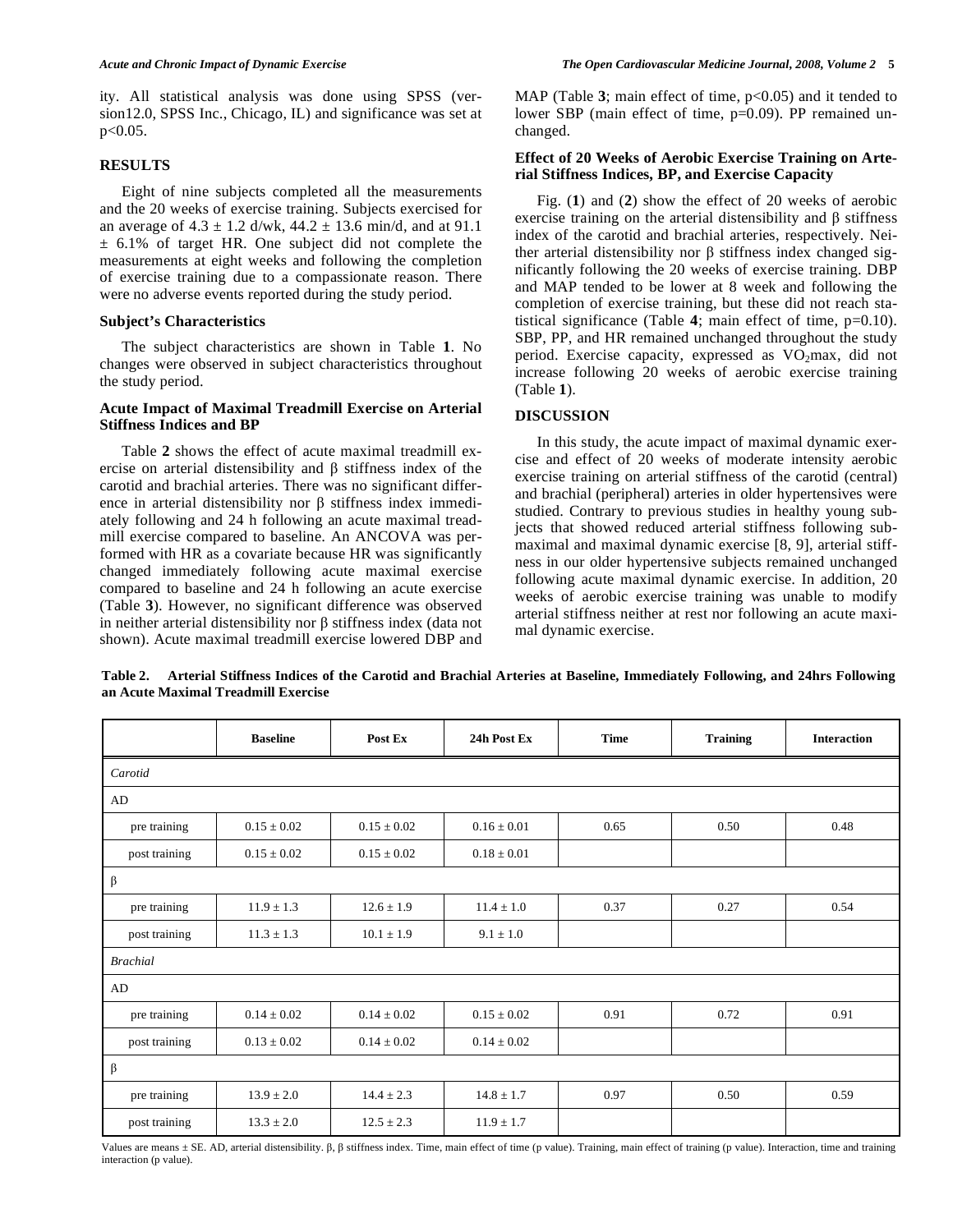ity. All statistical analysis was done using SPSS (version12.0, SPSS Inc., Chicago, IL) and significance was set at $p<0.05$.

## RESULTS

Eight of nine subjects completed all the measurements and the 20 weeks of exercise training. Subjects exercised for an average of 4.3 ± 1.2 d/wk, 44.2 ± 13.6 min/d, and at 91.1 ± 6.1% of target HR. One subject did not complete the measurements at eight weeks and following the completion of exercise training due to a compassionate reason. There were no adverse events reported during the study period.

### Subject's Characteristics

The subject characteristics are shown in Table **1**. No changes were observed in subject characteristics throughout the study period.

### Acute Impact of Maximal Treadmill Exercise on Arterial Stiffness Indices and BP

Table **2** shows the effect of acute maximal treadmill exercise on arterial distensibility and β stiffness index of the carotid and brachial arteries. There was no significant difference in arterial distensibility nor β stiffness index immediately following and 24 h following an acute maximal treadmill exercise compared to baseline. An ANCOVA was performed with HR as a covariate because HR was significantly changed immediately following acute maximal exercise compared to baseline and 24 h following an acute exercise (Table **3**). However, no significant difference was observed in neither arterial distensibility nor β stiffness index (data not shown). Acute maximal treadmill exercise lowered DBP and MAP (Table **3**; main effect of time, $p<0.05$) and it tended to lower SBP (main effect of time, $p=0.09$). PP remained unchanged.

### Effect of 20 Weeks of Aerobic Exercise Training on Arterial Stiffness Indices, BP, and Exercise Capacity

Fig. (**1**) and (**2**) show the effect of 20 weeks of aerobic exercise training on the arterial distensibility and β stiffness index of the carotid and brachial arteries, respectively. Neither arterial distensibility nor β stiffness index changed significantly following the 20 weeks of exercise training. DBP and MAP tended to be lower at 8 week and following the completion of exercise training, but these did not reach statistical significance (Table **4**; main effect of time, $p=0.10$). SBP, PP, and HR remained unchanged throughout the study period. Exercise capacity, expressed as $VO_2$max, did not increase following 20 weeks of aerobic exercise training (Table **1**).

## DISCUSSION

In this study, the acute impact of maximal dynamic exercise and effect of 20 weeks of moderate intensity aerobic exercise training on arterial stiffness of the carotid (central) and brachial (peripheral) arteries in older hypertensives were studied. Contrary to previous studies in healthy young subjects that showed reduced arterial stiffness following submaximal and maximal dynamic exercise [8, 9], arterial stiffness in our older hypertensive subjects remained unchanged following acute maximal dynamic exercise. In addition, 20 weeks of aerobic exercise training was unable to modify arterial stiffness neither at rest nor following an acute maximal dynamic exercise.

**Table 2. Arterial Stiffness Indices of the Carotid and Brachial Arteries at Baseline, Immediately Following, and 24hrs Following an Acute Maximal Treadmill Exercise**

| | Baseline | Post Ex | 24h Post Ex | Time | Training | Interaction |
|---|---|---|---|---|---|---|
| *Carotid* | | | | | | |
| AD | | | | | | |
| pre training | 0.15 ± 0.02 | 0.15 ± 0.02 | 0.16 ± 0.01 | 0.65 | 0.50 | 0.48 |
| post training | 0.15 ± 0.02 | 0.15 ± 0.02 | 0.18 ± 0.01 | | | |
| β | | | | | | |
| pre training | 11.9 ± 1.3 | 12.6 ± 1.9 | 11.4 ± 1.0 | 0.37 | 0.27 | 0.54 |
| post training | 11.3 ± 1.3 | 10.1 ± 1.9 | 9.1 ± 1.0 | | | |
| *Brachial* | | | | | | |
| AD | | | | | | |
| pre training | 0.14 ± 0.02 | 0.14 ± 0.02 | 0.15 ± 0.02 | 0.91 | 0.72 | 0.91 |
| post training | 0.13 ± 0.02 | 0.14 ± 0.02 | 0.14 ± 0.02 | | | |
| β | | | | | | |
| pre training | 13.9 ± 2.0 | 14.4 ± 2.3 | 14.8 ± 1.7 | 0.97 | 0.50 | 0.59 |
| post training | 13.3 ± 2.0 | 12.5 ± 2.3 | 11.9 ± 1.7 | | | |

Values are means ± SE. AD, arterial distensibility. β, β stiffness index. Time, main effect of time (p value). Training, main effect of training (p value). Interaction, time and training interaction (p value).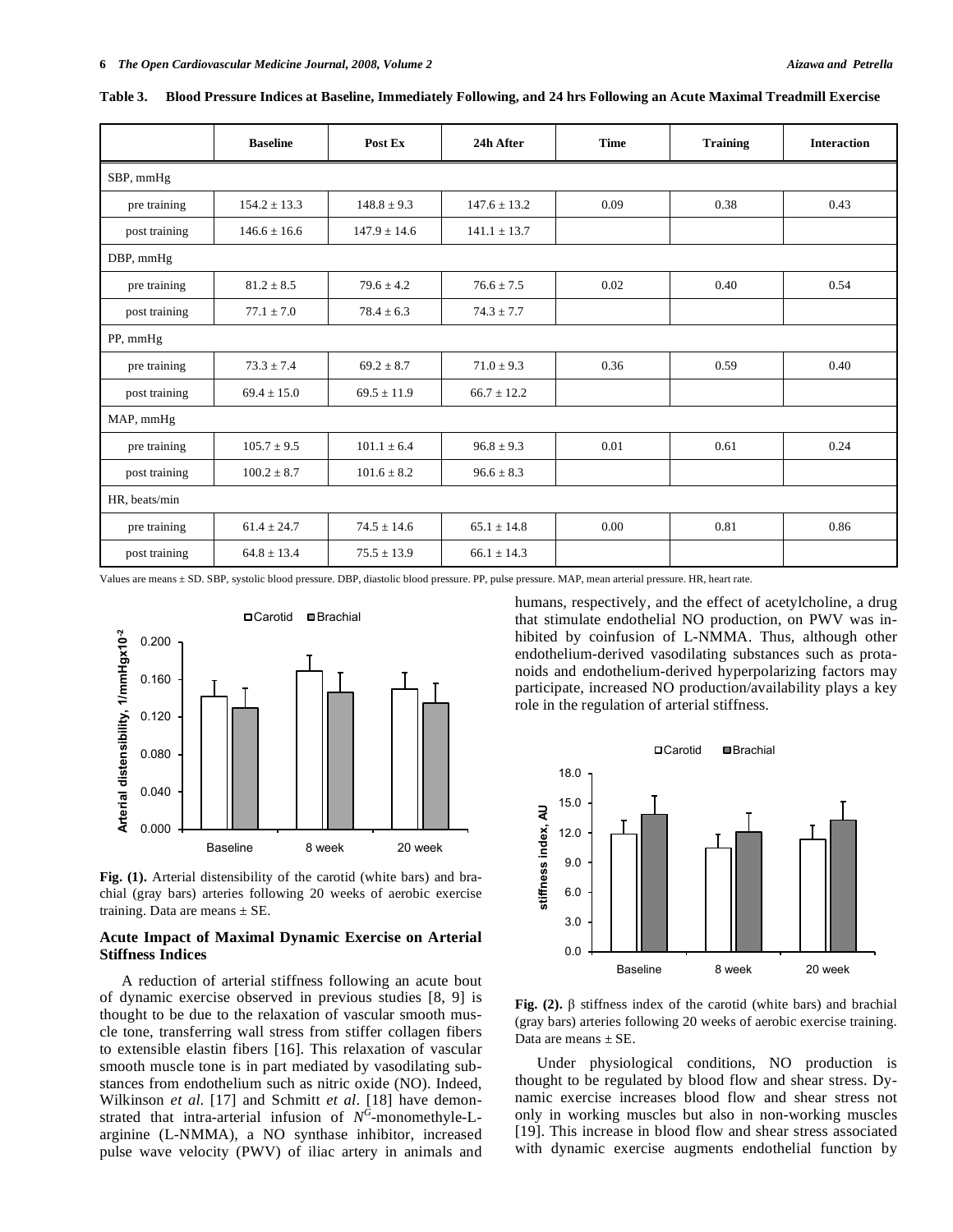**Table 3. Blood Pressure Indices at Baseline, Immediately Following, and 24 hrs Following an Acute Maximal Treadmill Exercise**

| | Baseline | Post Ex | 24h After | Time | Training | Interaction |
|---|---|---|---|---|---|---|
| SBP, mmHg | | | | | | |
| pre training | 154.2 ± 13.3 | 148.8 ± 9.3 | 147.6 ± 13.2 | 0.09 | 0.38 | 0.43 |
| post training | 146.6 ± 16.6 | 147.9 ± 14.6 | 141.1 ± 13.7 | | | |
| DBP, mmHg | | | | | | |
| pre training | 81.2 ± 8.5 | 79.6 ± 4.2 | 76.6 ± 7.5 | 0.02 | 0.40 | 0.54 |
| post training | 77.1 ± 7.0 | 78.4 ± 6.3 | 74.3 ± 7.7 | | | |
| PP, mmHg | | | | | | |
| pre training | 73.3 ± 7.4 | 69.2 ± 8.7 | 71.0 ± 9.3 | 0.36 | 0.59 | 0.40 |
| post training | 69.4 ± 15.0 | 69.5 ± 11.9 | 66.7 ± 12.2 | | | |
| MAP, mmHg | | | | | | |
| pre training | 105.7 ± 9.5 | 101.1 ± 6.4 | 96.8 ± 9.3 | 0.01 | 0.61 | 0.24 |
| post training | 100.2 ± 8.7 | 101.6 ± 8.2 | 96.6 ± 8.3 | | | |
| HR, beats/min | | | | | | |
| pre training | 61.4 ± 24.7 | 74.5 ± 14.6 | 65.1 ± 14.8 | 0.00 | 0.81 | 0.86 |
| post training | 64.8 ± 13.4 | 75.5 ± 13.9 | 66.1 ± 14.3 | | | |

Values are means ± SD. SBP, systolic blood pressure. DBP, diastolic blood pressure. PP, pulse pressure. MAP, mean arterial pressure. HR, heart rate.

**Fig. (1).** Arterial distensibility of the carotid (white bars) and brachial (gray bars) arteries following 20 weeks of aerobic exercise training. Data are means ± SE.

### Acute Impact of Maximal Dynamic Exercise on Arterial Stiffness Indices

A reduction of arterial stiffness following an acute bout of dynamic exercise observed in previous studies [8, 9] is thought to be due to the relaxation of vascular smooth muscle tone, transferring wall stress from stiffer collagen fibers to extensible elastin fibers [16]. This relaxation of vascular smooth muscle tone is in part mediated by vasodilating substances from endothelium such as nitric oxide (NO). Indeed, Wilkinson *et al*. [17] and Schmitt *et al*. [18] have demonstrated that intra-arterial infusion of $N^G$-monomethyle-L-arginine (L-NMMA), a NO synthase inhibitor, increased pulse wave velocity (PWV) of iliac artery in animals and humans, respectively, and the effect of acetylcholine, a drug that stimulate endothelial NO production, on PWV was inhibited by coinfusion of L-NMMA. Thus, although other endothelium-derived vasodilating substances such as protanoids and endothelium-derived hyperpolarizing factors may participate, increased NO production/availability plays a key role in the regulation of arterial stiffness.

**Fig. (2).** β stiffness index of the carotid (white bars) and brachial (gray bars) arteries following 20 weeks of aerobic exercise training. Data are means ± SE.

Under physiological conditions, NO production is thought to be regulated by blood flow and shear stress. Dynamic exercise increases blood flow and shear stress not only in working muscles but also in non-working muscles [19]. This increase in blood flow and shear stress associated with dynamic exercise augments endothelial function by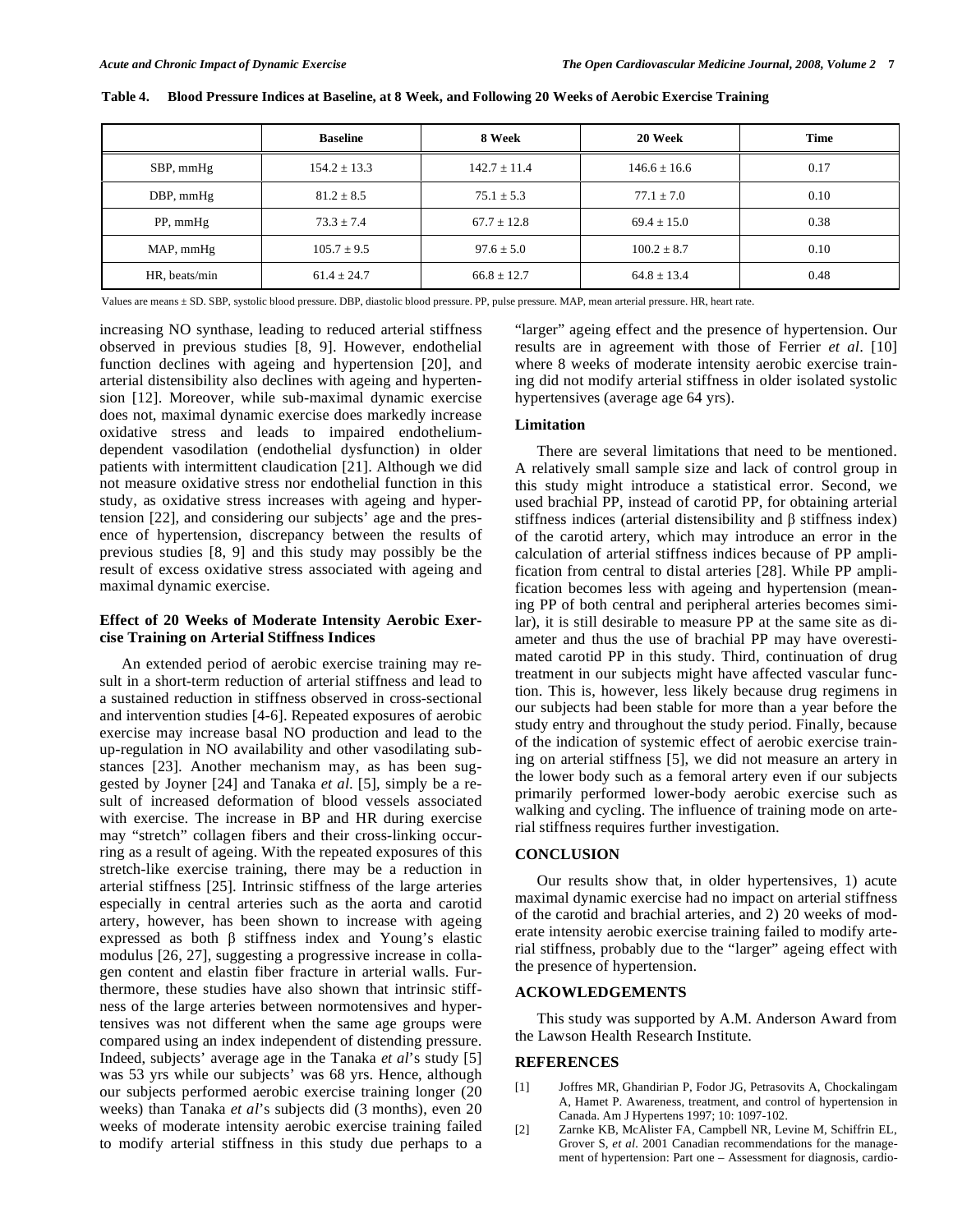**Table 4. Blood Pressure Indices at Baseline, at 8 Week, and Following 20 Weeks of Aerobic Exercise Training**

| | Baseline | 8 Week | 20 Week | Time |
|---|---|---|---|---|
| SBP, mmHg | 154.2 ± 13.3 | 142.7 ± 11.4 | 146.6 ± 16.6 | 0.17 |
| DBP, mmHg | 81.2 ± 8.5 | 75.1 ± 5.3 | 77.1 ± 7.0 | 0.10 |
| PP, mmHg | 73.3 ± 7.4 | 67.7 ± 12.8 | 69.4 ± 15.0 | 0.38 |
| MAP, mmHg | 105.7 ± 9.5 | 97.6 ± 5.0 | 100.2 ± 8.7 | 0.10 |
| HR, beats/min | 61.4 ± 24.7 | 66.8 ± 12.7 | 64.8 ± 13.4 | 0.48 |

Values are means ± SD. SBP, systolic blood pressure. DBP, diastolic blood pressure. PP, pulse pressure. MAP, mean arterial pressure. HR, heart rate.

increasing NO synthase, leading to reduced arterial stiffness observed in previous studies [8, 9]. However, endothelial function declines with ageing and hypertension [20], and arterial distensibility also declines with ageing and hypertension [12]. Moreover, while sub-maximal dynamic exercise does not, maximal dynamic exercise does markedly increase oxidative stress and leads to impaired endothelium-dependent vasodilation (endothelial dysfunction) in older patients with intermittent claudication [21]. Although we did not measure oxidative stress nor endothelial function in this study, as oxidative stress increases with ageing and hypertension [22], and considering our subjects' age and the presence of hypertension, discrepancy between the results of previous studies [8, 9] and this study may possibly be the result of excess oxidative stress associated with ageing and maximal dynamic exercise.

### Effect of 20 Weeks of Moderate Intensity Aerobic Exercise Training on Arterial Stiffness Indices

An extended period of aerobic exercise training may result in a short-term reduction of arterial stiffness and lead to a sustained reduction in stiffness observed in cross-sectional and intervention studies [4-6]. Repeated exposures of aerobic exercise may increase basal NO production and lead to the up-regulation in NO availability and other vasodilating substances [23]. Another mechanism may, as has been suggested by Joyner [24] and Tanaka *et al.* [5], simply be a result of increased deformation of blood vessels associated with exercise. The increase in BP and HR during exercise may "stretch" collagen fibers and their cross-linking occurring as a result of ageing. With the repeated exposures of this stretch-like exercise training, there may be a reduction in arterial stiffness [25]. Intrinsic stiffness of the large arteries especially in central arteries such as the aorta and carotid artery, however, has been shown to increase with ageing expressed as both β stiffness index and Young's elastic modulus [26, 27], suggesting a progressive increase in collagen content and elastin fiber fracture in arterial walls. Furthermore, these studies have also shown that intrinsic stiffness of the large arteries between normotensives and hypertensives was not different when the same age groups were compared using an index independent of distending pressure. Indeed, subjects' average age in the Tanaka *et al*'s study [5] was 53 yrs while our subjects' was 68 yrs. Hence, although our subjects performed aerobic exercise training longer (20 weeks) than Tanaka *et al*'s subjects did (3 months), even 20 weeks of moderate intensity aerobic exercise training failed to modify arterial stiffness in this study due perhaps to a "larger" ageing effect and the presence of hypertension. Our results are in agreement with those of Ferrier *et al*. [10] where 8 weeks of moderate intensity aerobic exercise training did not modify arterial stiffness in older isolated systolic hypertensives (average age 64 yrs).

### Limitation

There are several limitations that need to be mentioned. A relatively small sample size and lack of control group in this study might introduce a statistical error. Second, we used brachial PP, instead of carotid PP, for obtaining arterial stiffness indices (arterial distensibility and β stiffness index) of the carotid artery, which may introduce an error in the calculation of arterial stiffness indices because of PP amplification from central to distal arteries [28]. While PP amplification becomes less with ageing and hypertension (meaning PP of both central and peripheral arteries becomes similar), it is still desirable to measure PP at the same site as diameter and thus the use of brachial PP may have overestimated carotid PP in this study. Third, continuation of drug treatment in our subjects might have affected vascular function. This is, however, less likely because drug regimens in our subjects had been stable for more than a year before the study entry and throughout the study period. Finally, because of the indication of systemic effect of aerobic exercise training on arterial stiffness [5], we did not measure an artery in the lower body such as a femoral artery even if our subjects primarily performed lower-body aerobic exercise such as walking and cycling. The influence of training mode on arterial stiffness requires further investigation.

## CONCLUSION

Our results show that, in older hypertensives, 1) acute maximal dynamic exercise had no impact on arterial stiffness of the carotid and brachial arteries, and 2) 20 weeks of moderate intensity aerobic exercise training failed to modify arterial stiffness, probably due to the "larger" ageing effect with the presence of hypertension.

## ACKOWLEDGEMENTS

This study was supported by A.M. Anderson Award from the Lawson Health Research Institute.

## REFERENCES

[1] Joffres MR, Ghandirian P, Fodor JG, Petrasovits A, Chockalingam A, Hamet P. Awareness, treatment, and control of hypertension in Canada. Am J Hypertens 1997; 10: 1097-102.

[2] Zarnke KB, McAlister FA, Campbell NR, Levine M, Schiffrin EL, Grover S, *et al*. 2001 Canadian recommendations for the management of hypertension: Part one – Assessment for diagnosis, cardio-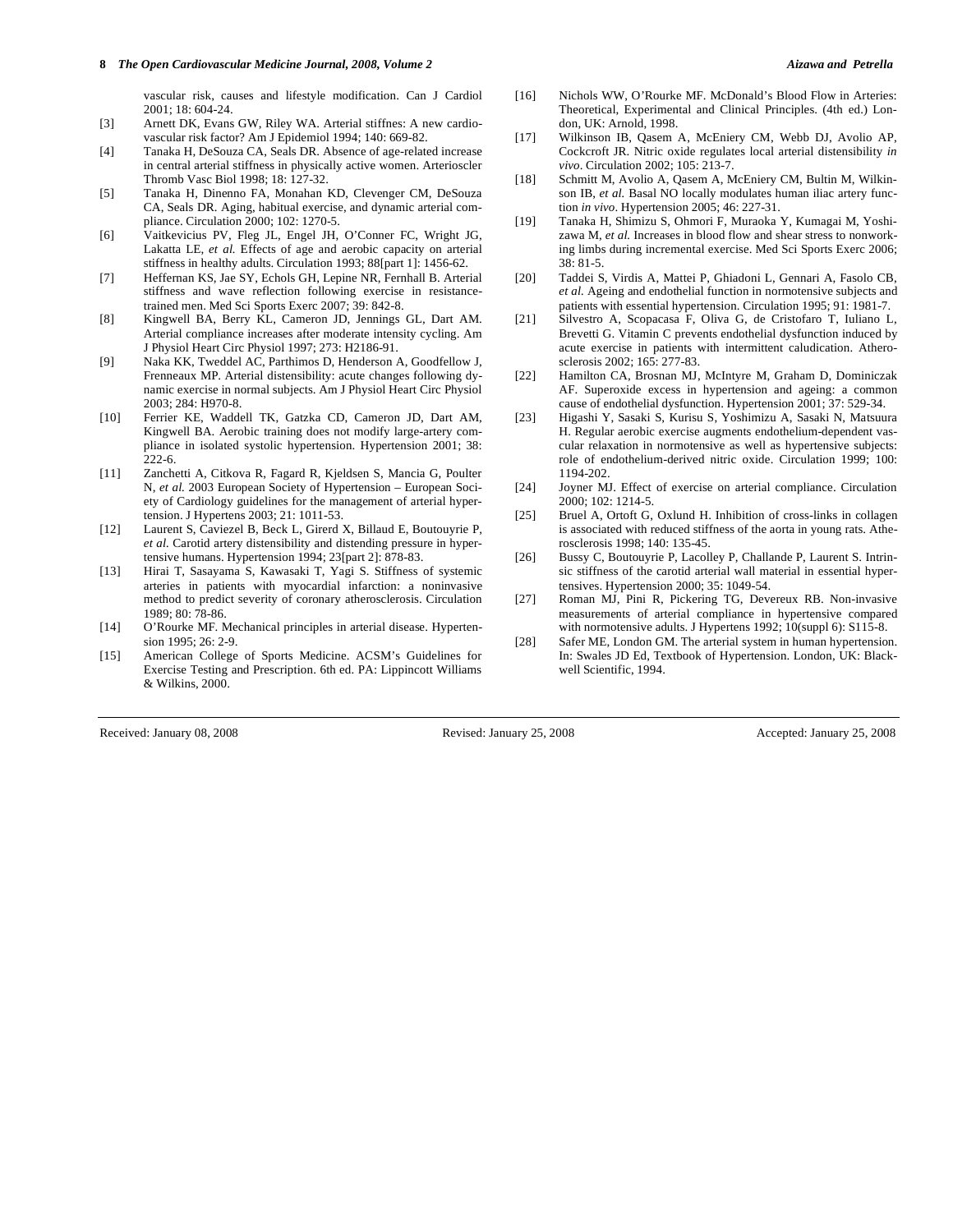vascular risk, causes and lifestyle modification. Can J Cardiol 2001; 18: 604-24.

[3] Arnett DK, Evans GW, Riley WA. Arterial stiffnes: A new cardiovascular risk factor? Am J Epidemiol 1994; 140: 669-82.

[4] Tanaka H, DeSouza CA, Seals DR. Absence of age-related increase in central arterial stiffness in physically active women. Arterioscler Thromb Vasc Biol 1998; 18: 127-32.

[5] Tanaka H, Dinenno FA, Monahan KD, Clevenger CM, DeSouza CA, Seals DR. Aging, habitual exercise, and dynamic arterial compliance. Circulation 2000; 102: 1270-5.

[6] Vaitkevicius PV, Fleg JL, Engel JH, O'Conner FC, Wright JG, Lakatta LE, *et al.* Effects of age and aerobic capacity on arterial stiffness in healthy adults. Circulation 1993; 88[part 1]: 1456-62.

[7] Heffernan KS, Jae SY, Echols GH, Lepine NR, Fernhall B. Arterial stiffness and wave reflection following exercise in resistance-trained men. Med Sci Sports Exerc 2007; 39: 842-8.

[8] Kingwell BA, Berry KL, Cameron JD, Jennings GL, Dart AM. Arterial compliance increases after moderate intensity cycling. Am J Physiol Heart Circ Physiol 1997; 273: H2186-91.

[9] Naka KK, Tweddel AC, Parthimos D, Henderson A, Goodfellow J, Frenneaux MP. Arterial distensibility: acute changes following dynamic exercise in normal subjects. Am J Physiol Heart Circ Physiol 2003; 284: H970-8.

[10] Ferrier KE, Waddell TK, Gatzka CD, Cameron JD, Dart AM, Kingwell BA. Aerobic training does not modify large-artery compliance in isolated systolic hypertension. Hypertension 2001; 38: 222-6.

[11] Zanchetti A, Citkova R, Fagard R, Kjeldsen S, Mancia G, Poulter N, *et al.* 2003 European Society of Hypertension – European Society of Cardiology guidelines for the management of arterial hypertension. J Hypertens 2003; 21: 1011-53.

[12] Laurent S, Caviezel B, Beck L, Girerd X, Billaud E, Boutouyrie P, *et al.* Carotid artery distensibility and distending pressure in hypertensive humans. Hypertension 1994; 23[part 2]: 878-83.

[13] Hirai T, Sasayama S, Kawasaki T, Yagi S. Stiffness of systemic arteries in patients with myocardial infarction: a noninvasive method to predict severity of coronary atherosclerosis. Circulation 1989; 80: 78-86.

[14] O'Rourke MF. Mechanical principles in arterial disease. Hypertension 1995; 26: 2-9.

[15] American College of Sports Medicine. ACSM's Guidelines for Exercise Testing and Prescription. 6th ed. PA: Lippincott Williams & Wilkins, 2000.

[16] Nichols WW, O'Rourke MF. McDonald's Blood Flow in Arteries: Theoretical, Experimental and Clinical Principles. (4th ed.) London, UK: Arnold, 1998.

[17] Wilkinson IB, Qasem A, McEniery CM, Webb DJ, Avolio AP, Cockcroft JR. Nitric oxide regulates local arterial distensibility *in vivo*. Circulation 2002; 105: 213-7.

[18] Schmitt M, Avolio A, Qasem A, McEniery CM, Bultin M, Wilkinson IB, *et al.* Basal NO locally modulates human iliac artery function *in vivo*. Hypertension 2005; 46: 227-31.

[19] Tanaka H, Shimizu S, Ohmori F, Muraoka Y, Kumagai M, Yoshizawa M, *et al.* Increases in blood flow and shear stress to nonworking limbs during incremental exercise. Med Sci Sports Exerc 2006; 38: 81-5.

[20] Taddei S, Virdis A, Mattei P, Ghiadoni L, Gennari A, Fasolo CB, *et al.* Ageing and endothelial function in normotensive subjects and patients with essential hypertension. Circulation 1995; 91: 1981-7.

[21] Silvestro A, Scopacasa F, Oliva G, de Cristofaro T, Iuliano L, Brevetti G. Vitamin C prevents endothelial dysfunction induced by acute exercise in patients with intermittent caludication. Atherosclerosis 2002; 165: 277-83.

[22] Hamilton CA, Brosnan MJ, McIntyre M, Graham D, Dominiczak AF. Superoxide excess in hypertension and ageing: a common cause of endothelial dysfunction. Hypertension 2001; 37: 529-34.

[23] Higashi Y, Sasaki S, Kurisu S, Yoshimizu A, Sasaki N, Matsuura H. Regular aerobic exercise augments endothelium-dependent vascular relaxation in normotensive as well as hypertensive subjects: role of endothelium-derived nitric oxide. Circulation 1999; 100: 1194-202.

[24] Joyner MJ. Effect of exercise on arterial compliance. Circulation 2000; 102: 1214-5.

[25] Bruel A, Ortoft G, Oxlund H. Inhibition of cross-links in collagen is associated with reduced stiffness of the aorta in young rats. Atherosclerosis 1998; 140: 135-45.

[26] Bussy C, Boutouyrie P, Lacolley P, Challande P, Laurent S. Intrinsic stiffness of the carotid arterial wall material in essential hypertensives. Hypertension 2000; 35: 1049-54.

[27] Roman MJ, Pini R, Pickering TG, Devereux RB. Non-invasive measurements of arterial compliance in hypertensive compared with normotensive adults. J Hypertens 1992; 10(suppl 6): S115-8.

[28] Safer ME, London GM. The arterial system in human hypertension. In: Swales JD Ed, Textbook of Hypertension. London, UK: Blackwell Scientific, 1994.

Received: January 08, 2008 Revised: January 25, 2008 Accepted: January 25, 2008